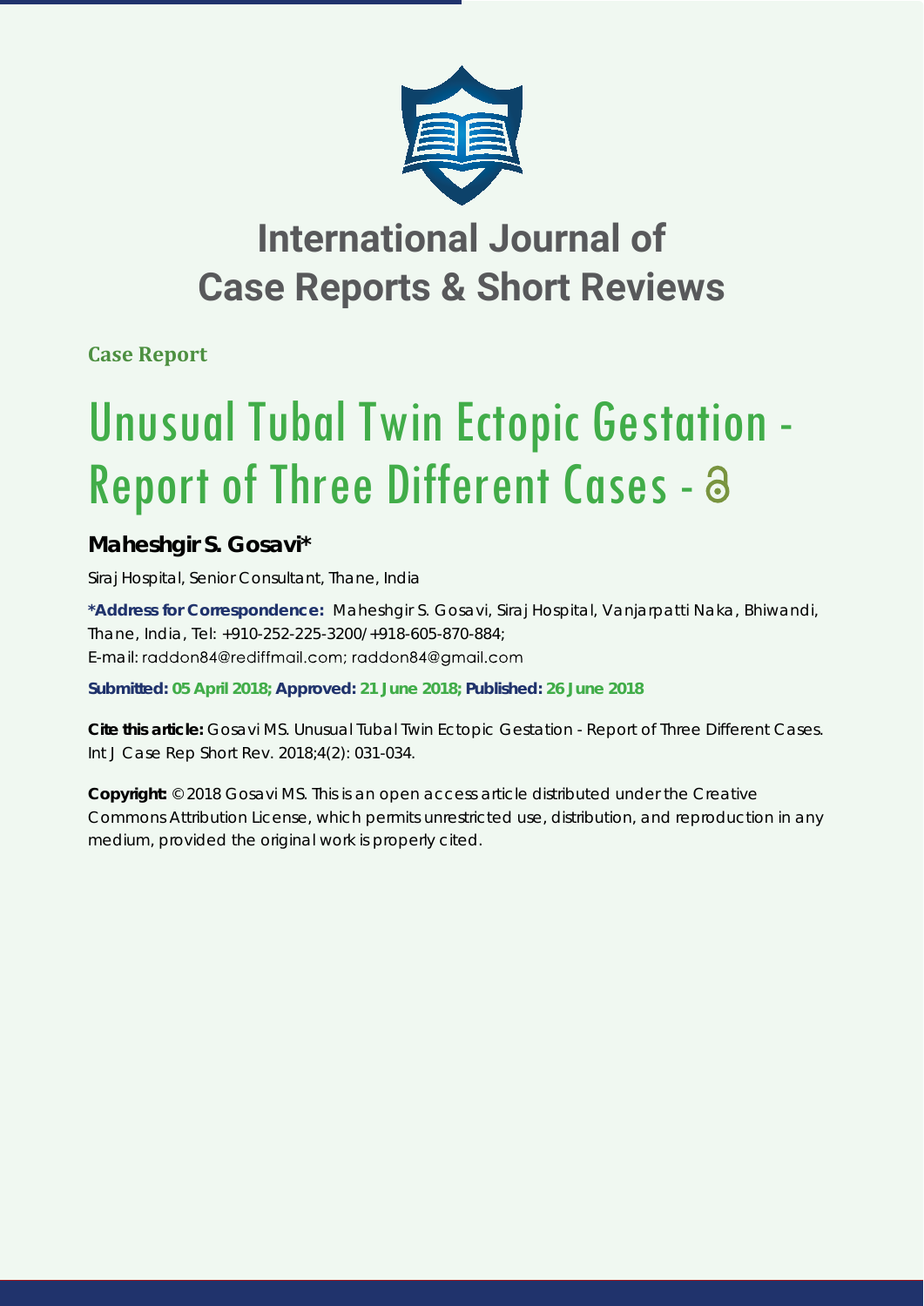# International Journal of Case Reports & Short Reviews

**Case Report**

# Unusual Tubal Twin Ectopic Gestation - Report of Three Different Cases -

## Maheshgir S. Gosavi*

Siraj Hospital, Senior Consultant, Thane, India

**\*Address for Correspondence:** Maheshgir S. Gosavi, Siraj Hospital, Vanjarpatti Naka, Bhiwandi, Thane, India, Tel: +910-252-225-3200/+918-605-870-884; E-mail: raddon84@rediffmail.com; raddon84@gmail.com

**Submitted: 05 April 2018; Approved: 21 June 2018; Published: 26 June 2018**

**Cite this article:** Gosavi MS. Unusual Tubal Twin Ectopic Gestation - Report of Three Different Cases. Int J Case Rep Short Rev. 2018;4(2): 031-034.

**Copyright:** © 2018 Gosavi MS. This is an open access article distributed under the Creative Commons Attribution License, which permits unrestricted use, distribution, and reproduction in any medium, provided the original work is properly cited.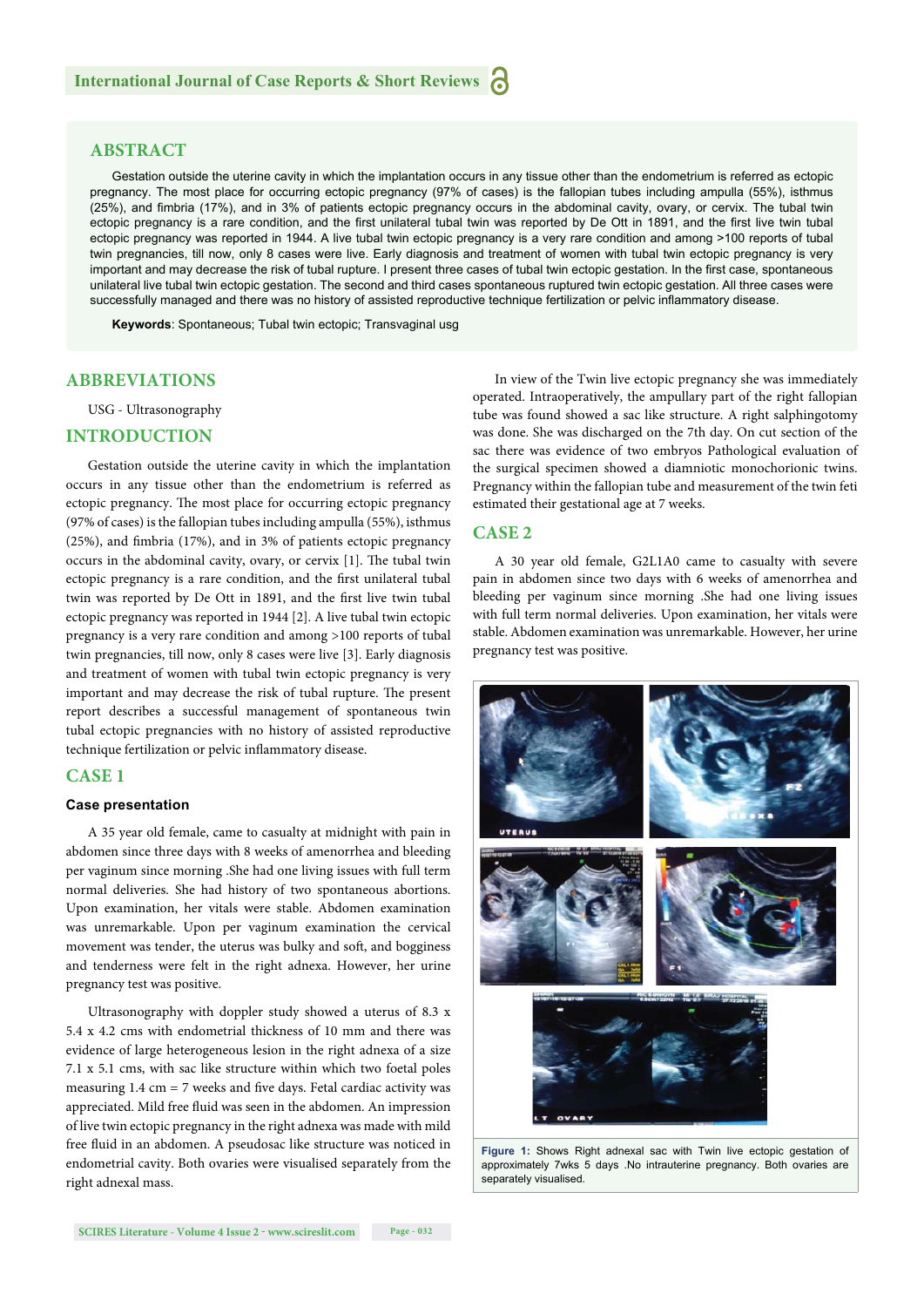## ABSTRACT

Gestation outside the uterine cavity in which the implantation occurs in any tissue other than the endometrium is referred as ectopic pregnancy. The most place for occurring ectopic pregnancy (97% of cases) is the fallopian tubes including ampulla (55%), isthmus (25%), and fimbria (17%), and in 3% of patients ectopic pregnancy occurs in the abdominal cavity, ovary, or cervix. The tubal twin ectopic pregnancy is a rare condition, and the first unilateral tubal twin was reported by De Ott in 1891, and the first live twin tubal ectopic pregnancy was reported in 1944. A live tubal twin ectopic pregnancy is a very rare condition and among >100 reports of tubal twin pregnancies, till now, only 8 cases were live. Early diagnosis and treatment of women with tubal twin ectopic pregnancy is very important and may decrease the risk of tubal rupture. I present three cases of tubal twin ectopic gestation. In the first case, spontaneous unilateral live tubal twin ectopic gestation. The second and third cases spontaneous ruptured twin ectopic gestation. All three cases were successfully managed and there was no history of assisted reproductive technique fertilization or pelvic inflammatory disease.

**Keywords**: Spontaneous; Tubal twin ectopic; Transvaginal usg

## ABBREVIATIONS

USG - Ultrasonography

## INTRODUCTION

Gestation outside the uterine cavity in which the implantation occurs in any tissue other than the endometrium is referred as ectopic pregnancy. The most place for occurring ectopic pregnancy (97% of cases) is the fallopian tubes including ampulla (55%), isthmus (25%), and fimbria (17%), and in 3% of patients ectopic pregnancy occurs in the abdominal cavity, ovary, or cervix [1]. The tubal twin ectopic pregnancy is a rare condition, and the first unilateral tubal twin was reported by De Ott in 1891, and the first live twin tubal ectopic pregnancy was reported in 1944 [2]. A live tubal twin ectopic pregnancy is a very rare condition and among >100 reports of tubal twin pregnancies, till now, only 8 cases were live [3]. Early diagnosis and treatment of women with tubal twin ectopic pregnancy is very important and may decrease the risk of tubal rupture. The present report describes a successful management of spontaneous twin tubal ectopic pregnancies with no history of assisted reproductive technique fertilization or pelvic inflammatory disease.

## CASE 1

### Case presentation

A 35 year old female, came to casualty at midnight with pain in abdomen since three days with 8 weeks of amenorrhea and bleeding per vaginum since morning .She had one living issues with full term normal deliveries. She had history of two spontaneous abortions. Upon examination, her vitals were stable. Abdomen examination was unremarkable. Upon per vaginum examination the cervical movement was tender, the uterus was bulky and soft, and bogginess and tenderness were felt in the right adnexa. However, her urine pregnancy test was positive.

Ultrasonography with doppler study showed a uterus of 8.3 x 5.4 x 4.2 cms with endometrial thickness of 10 mm and there was evidence of large heterogeneous lesion in the right adnexa of a size 7.1 x 5.1 cms, with sac like structure within which two foetal poles measuring 1.4 cm = 7 weeks and five days. Fetal cardiac activity was appreciated. Mild free fluid was seen in the abdomen. An impression of live twin ectopic pregnancy in the right adnexa was made with mild free fluid in an abdomen. A pseudosac like structure was noticed in endometrial cavity. Both ovaries were visualised separately from the right adnexal mass.

In view of the Twin live ectopic pregnancy she was immediately operated. Intraoperatively, the ampullary part of the right fallopian tube was found showed a sac like structure. A right salphingotomy was done. She was discharged on the 7th day. On cut section of the sac there was evidence of two embryos Pathological evaluation of the surgical specimen showed a diamniotic monochorionic twins. Pregnancy within the fallopian tube and measurement of the twin feti estimated their gestational age at 7 weeks.

## CASE 2

A 30 year old female, G2L1A0 came to casualty with severe pain in abdomen since two days with 6 weeks of amenorrhea and bleeding per vaginum since morning .She had one living issues with full term normal deliveries. Upon examination, her vitals were stable. Abdomen examination was unremarkable. However, her urine pregnancy test was positive.

**Figure 1:** Shows Right adnexal sac with Twin live ectopic gestation of approximately 7wks 5 days .No intrauterine pregnancy. Both ovaries are separately visualised.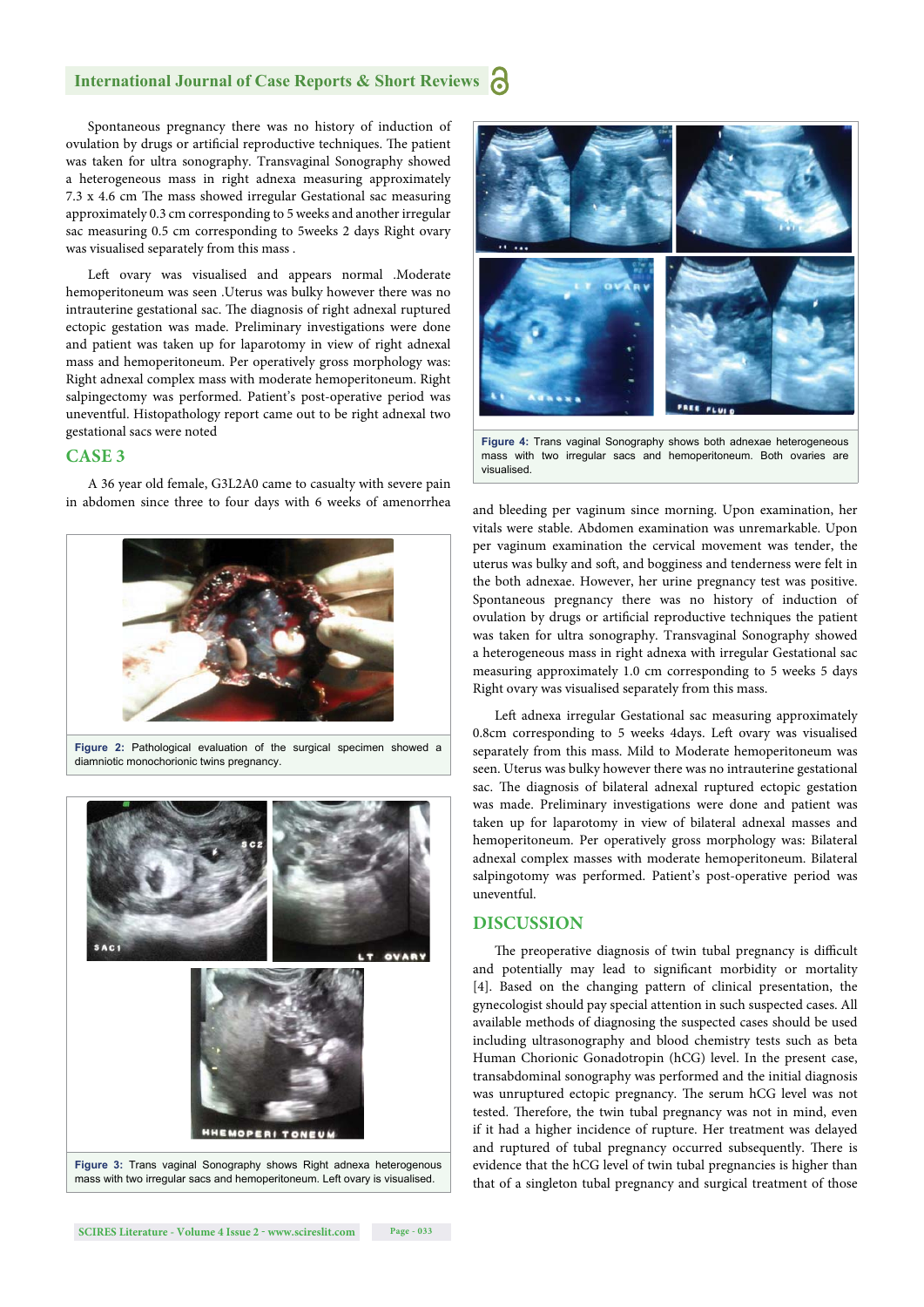Spontaneous pregnancy there was no history of induction of ovulation by drugs or artificial reproductive techniques. The patient was taken for ultra sonography. Transvaginal Sonography showed a heterogeneous mass in right adnexa measuring approximately 7.3 x 4.6 cm The mass showed irregular Gestational sac measuring approximately 0.3 cm corresponding to 5 weeks and another irregular sac measuring 0.5 cm corresponding to 5weeks 2 days Right ovary was visualised separately from this mass .

Left ovary was visualised and appears normal .Moderate hemoperitoneum was seen .Uterus was bulky however there was no intrauterine gestational sac. The diagnosis of right adnexal ruptured ectopic gestation was made. Preliminary investigations were done and patient was taken up for laparotomy in view of right adnexal mass and hemoperitoneum. Per operatively gross morphology was: Right adnexal complex mass with moderate hemoperitoneum. Right salpingectomy was performed. Patient's post-operative period was uneventful. Histopathology report came out to be right adnexal two gestational sacs were noted

## CASE 3

A 36 year old female, G3L2A0 came to casualty with severe pain in abdomen since three to four days with 6 weeks of amenorrhea and bleeding per vaginum since morning. Upon examination, her vitals were stable. Abdomen examination was unremarkable. Upon per vaginum examination the cervical movement was tender, the uterus was bulky and soft, and bogginess and tenderness were felt in the both adnexae. However, her urine pregnancy test was positive. Spontaneous pregnancy there was no history of induction of ovulation by drugs or artificial reproductive techniques. The patient was taken for ultra sonography. Transvaginal Sonography showed a heterogeneous mass in right adnexa with irregular Gestational sac measuring approximately 1.0 cm corresponding to 5 weeks 5 days Right ovary was visualised separately from this mass.

Left adnexa irregular Gestational sac measuring approximately 0.8cm corresponding to 5 weeks 4days. Left ovary was visualised separately from this mass. Mild to Moderate hemoperitoneum was seen. Uterus was bulky however there was no intrauterine gestational sac. The diagnosis of bilateral adnexal ruptured ectopic gestation was made. Preliminary investigations were done and patient was taken up for laparotomy in view of bilateral adnexal masses and hemoperitoneum. Per operatively gross morphology was: Bilateral adnexal complex masses with moderate hemoperitoneum. Bilateral salpingotomy was performed. Patient's post-operative period was uneventful.

**Figure 2:** Pathological evaluation of the surgical specimen showed a diamniotic monochorionic twins pregnancy.

**Figure 3:** Trans vaginal Sonography shows Right adnexa heterogenous mass with two irregular sacs and hemoperitoneum. Left ovary is visualised.

**Figure 4:** Trans vaginal Sonography shows both adnexae heterogeneous mass with two irregular sacs and hemoperitoneum. Both ovaries are visualised.

## DISCUSSION

The preoperative diagnosis of twin tubal pregnancy is difficult and potentially may lead to significant morbidity or mortality [4]. Based on the changing pattern of clinical presentation, the gynecologist should pay special attention in such suspected cases. All available methods of diagnosing the suspected cases should be used including ultrasonography and blood chemistry tests such as beta Human Chorionic Gonadotropin (hCG) level. In the present case, transabdominal sonography was performed and the initial diagnosis was unruptured ectopic pregnancy. The serum hCG level was not tested. Therefore, the twin tubal pregnancy was not in mind, even if it had a higher incidence of rupture. Her treatment was delayed and ruptured of tubal pregnancy occurred subsequently. There is evidence that the hCG level of twin tubal pregnancies is higher than that of a singleton tubal pregnancy and surgical treatment of those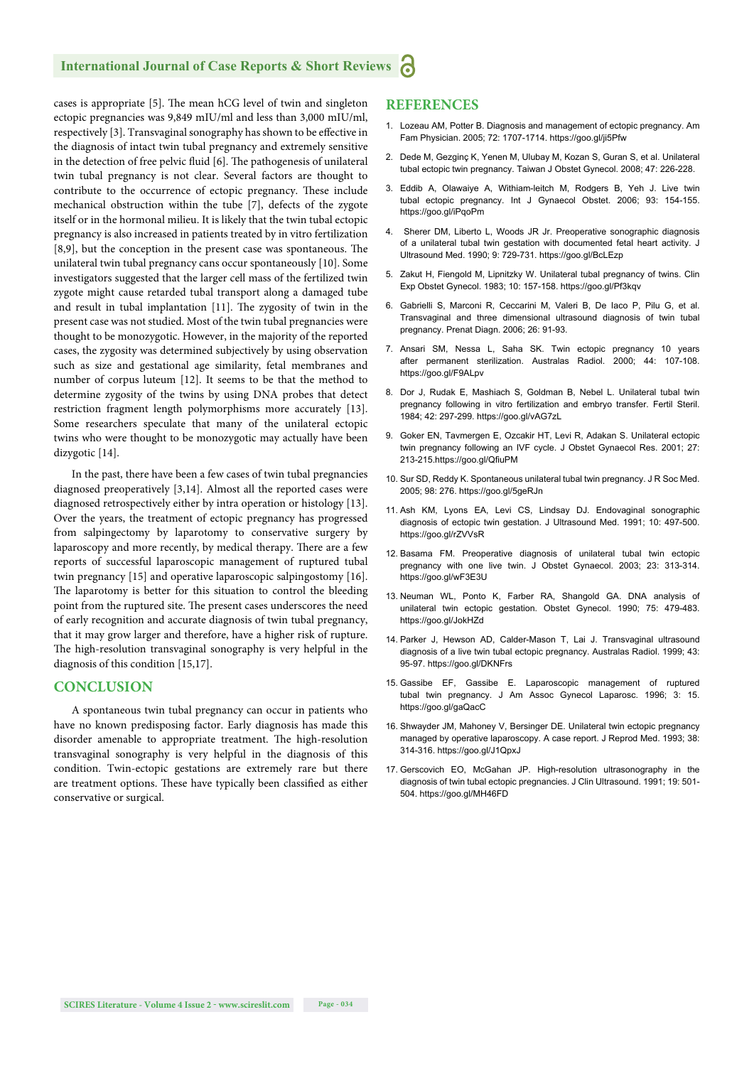cases is appropriate [5]. The mean hCG level of twin and singleton ectopic pregnancies was 9,849 mIU/ml and less than 3,000 mIU/ml, respectively [3]. Transvaginal sonography has shown to be effective in the diagnosis of intact twin tubal pregnancy and extremely sensitive in the detection of free pelvic fluid [6]. The pathogenesis of unilateral twin tubal pregnancy is not clear. Several factors are thought to contribute to the occurrence of ectopic pregnancy. These include mechanical obstruction within the tube [7], defects of the zygote itself or in the hormonal milieu. It is likely that the twin tubal ectopic pregnancy is also increased in patients treated by in vitro fertilization [8,9], but the conception in the present case was spontaneous. The unilateral twin tubal pregnancy cans occur spontaneously [10]. Some investigators suggested that the larger cell mass of the fertilized twin zygote might cause retarded tubal transport along a damaged tube and result in tubal implantation [11]. The zygosity of twin in the present case was not studied. Most of the twin tubal pregnancies were thought to be monozygotic. However, in the majority of the reported cases, the zygosity was determined subjectively by using observation such as size and gestational age similarity, fetal membranes and number of corpus luteum [12]. It seems to be that the method to determine zygosity of the twins by using DNA probes that detect restriction fragment length polymorphisms more accurately [13]. Some researchers speculate that many of the unilateral ectopic twins who were thought to be monozygotic may actually have been dizygotic [14].

In the past, there have been a few cases of twin tubal pregnancies diagnosed preoperatively [3,14]. Almost all the reported cases were diagnosed retrospectively either by intra operation or histology [13]. Over the years, the treatment of ectopic pregnancy has progressed from salpingectomy by laparotomy to conservative surgery by laparoscopy and more recently, by medical therapy. There are a few reports of successful laparoscopic management of ruptured tubal twin pregnancy [15] and operative laparoscopic salpingostomy [16]. The laparotomy is better for this situation to control the bleeding point from the ruptured site. The present cases underscores the need of early recognition and accurate diagnosis of twin tubal pregnancy, that it may grow larger and therefore, have a higher risk of rupture. The high-resolution transvaginal sonography is very helpful in the diagnosis of this condition [15,17].

## CONCLUSION

A spontaneous twin tubal pregnancy can occur in patients who have no known predisposing factor. Early diagnosis has made this disorder amenable to appropriate treatment. The high-resolution transvaginal sonography is very helpful in the diagnosis of this condition. Twin-ectopic gestations are extremely rare but there are treatment options. These have typically been classified as either conservative or surgical.

## REFERENCES

1. Lozeau AM, Potter B. Diagnosis and management of ectopic pregnancy. Am Fam Physician. 2005; 72: 1707-1714. https://goo.gl/ji5Pfw
2. Dede M, Gezginç K, Yenen M, Ulubay M, Kozan S, Guran S, et al. Unilateral tubal ectopic twin pregnancy. Taiwan J Obstet Gynecol. 2008; 47: 226-228.
3. Eddib A, Olawaiye A, Withiam-leitch M, Rodgers B, Yeh J. Live twin tubal ectopic pregnancy. Int J Gynaecol Obstet. 2006; 93: 154-155. https://goo.gl/iPqoPm
4. Sherer DM, Liberto L, Woods JR Jr. Preoperative sonographic diagnosis of a unilateral tubal twin gestation with documented fetal heart activity. J Ultrasound Med. 1990; 9: 729-731. https://goo.gl/BcLEzp
5. Zakut H, Fiengold M, Lipnitzky W. Unilateral tubal pregnancy of twins. Clin Exp Obstet Gynecol. 1983; 10: 157-158. https://goo.gl/Pf3kqv
6. Gabrielli S, Marconi R, Ceccarini M, Valeri B, De Iaco P, Pilu G, et al. Transvaginal and three dimensional ultrasound diagnosis of twin tubal pregnancy. Prenat Diagn. 2006; 26: 91-93.
7. Ansari SM, Nessa L, Saha SK. Twin ectopic pregnancy 10 years after permanent sterilization. Australas Radiol. 2000; 44: 107-108. https://goo.gl/F9ALpv
8. Dor J, Rudak E, Mashiach S, Goldman B, Nebel L. Unilateral tubal twin pregnancy following in vitro fertilization and embryo transfer. Fertil Steril. 1984; 42: 297-299. https://goo.gl/vAG7zL
9. Goker EN, Tavmergen E, Ozcakir HT, Levi R, Adakan S. Unilateral ectopic twin pregnancy following an IVF cycle. J Obstet Gynaecol Res. 2001; 27: 213-215.https://goo.gl/QfiuPM
10. Sur SD, Reddy K. Spontaneous unilateral tubal twin pregnancy. J R Soc Med. 2005; 98: 276. https://goo.gl/5geRJn
11. Ash KM, Lyons EA, Levi CS, Lindsay DJ. Endovaginal sonographic diagnosis of ectopic twin gestation. J Ultrasound Med. 1991; 10: 497-500. https://goo.gl/rZVVsR
12. Basama FM. Preoperative diagnosis of unilateral tubal twin ectopic pregnancy with one live twin. J Obstet Gynaecol. 2003; 23: 313-314. https://goo.gl/wF3E3U
13. Neuman WL, Ponto K, Farber RA, Shangold GA. DNA analysis of unilateral twin ectopic gestation. Obstet Gynecol. 1990; 75: 479-483. https://goo.gl/JokHZd
14. Parker J, Hewson AD, Calder-Mason T, Lai J. Transvaginal ultrasound diagnosis of a live twin tubal ectopic pregnancy. Australas Radiol. 1999; 43: 95-97. https://goo.gl/DKNFrs
15. Gassibe EF, Gassibe E. Laparoscopic management of ruptured tubal twin pregnancy. J Am Assoc Gynecol Laparosc. 1996; 3: 15. https://goo.gl/gaQacC
16. Shwayder JM, Mahoney V, Bersinger DE. Unilateral twin ectopic pregnancy managed by operative laparoscopy. A case report. J Reprod Med. 1993; 38: 314-316. https://goo.gl/J1QpxJ
17. Gerscovich EO, McGahan JP. High-resolution ultrasonography in the diagnosis of twin tubal ectopic pregnancies. J Clin Ultrasound. 1991; 19: 501-504. https://goo.gl/MH46FD